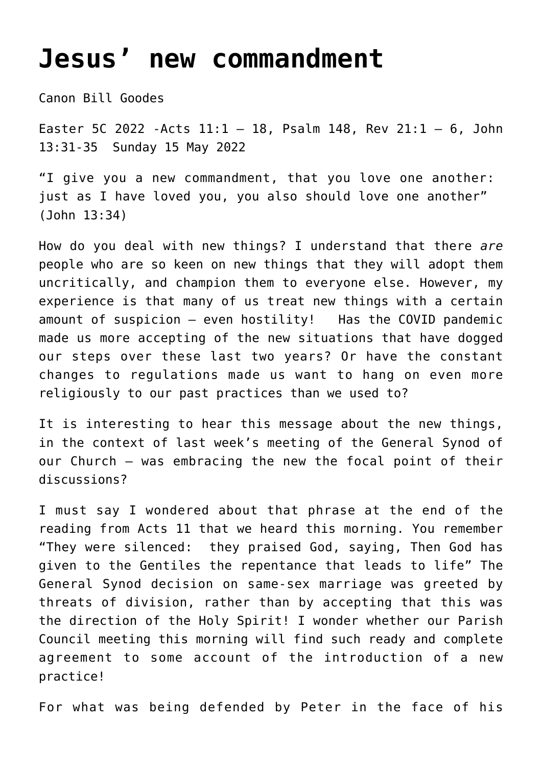# Jesus' new commandment

Canon Bill Goodes

Easter 5C 2022 -Acts 11:1 – 18, Psalm 148, Rev 21:1 – 6, John 13:31-35  Sunday 15 May 2022

"I give you a new commandment, that you love one another: just as I have loved you, you also should love one another" (John 13:34)

How do you deal with new things? I understand that there *are* people who are so keen on new things that they will adopt them uncritically, and champion them to everyone else. However, my experience is that many of us treat new things with a certain amount of suspicion – even hostility!   Has the COVID pandemic made us more accepting of the new situations that have dogged our steps over these last two years? Or have the constant changes to regulations made us want to hang on even more religiously to our past practices than we used to?

It is interesting to hear this message about the new things, in the context of last week's meeting of the General Synod of our Church – was embracing the new the focal point of their discussions?

I must say I wondered about that phrase at the end of the reading from Acts 11 that we heard this morning. You remember "They were silenced:  they praised God, saying, Then God has given to the Gentiles the repentance that leads to life" The General Synod decision on same-sex marriage was greeted by threats of division, rather than by accepting that this was the direction of the Holy Spirit! I wonder whether our Parish Council meeting this morning will find such ready and complete agreement to some account of the introduction of a new practice!

For what was being defended by Peter in the face of his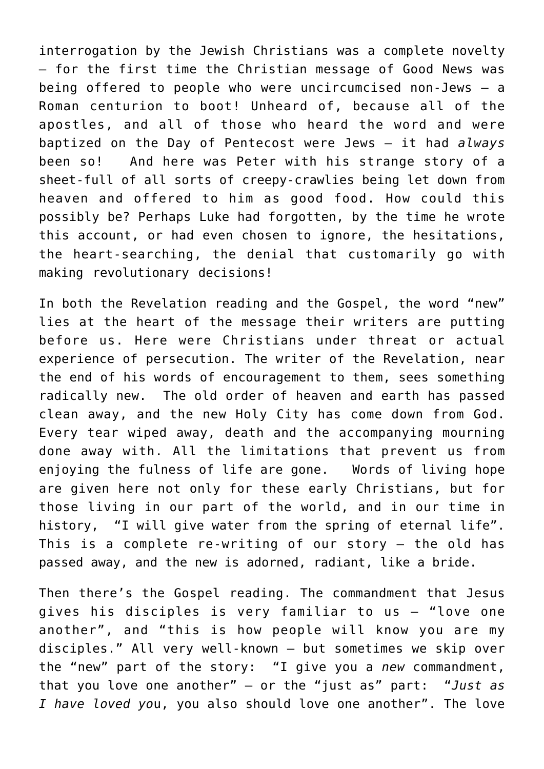interrogation by the Jewish Christians was a complete novelty – for the first time the Christian message of Good News was being offered to people who were uncircumcised non-Jews – a Roman centurion to boot! Unheard of, because all of the apostles, and all of those who heard the word and were baptized on the Day of Pentecost were Jews – it had *always* been so!  And here was Peter with his strange story of a sheet-full of all sorts of creepy-crawlies being let down from heaven and offered to him as good food. How could this possibly be? Perhaps Luke had forgotten, by the time he wrote this account, or had even chosen to ignore, the hesitations, the heart-searching, the denial that customarily go with making revolutionary decisions!

In both the Revelation reading and the Gospel, the word "new" lies at the heart of the message their writers are putting before us. Here were Christians under threat or actual experience of persecution. The writer of the Revelation, near the end of his words of encouragement to them, sees something radically new.  The old order of heaven and earth has passed clean away, and the new Holy City has come down from God. Every tear wiped away, death and the accompanying mourning done away with. All the limitations that prevent us from enjoying the fulness of life are gone.  Words of living hope are given here not only for these early Christians, but for those living in our part of the world, and in our time in history,  "I will give water from the spring of eternal life". This is a complete re-writing of our story – the old has passed away, and the new is adorned, radiant, like a bride.

Then there's the Gospel reading. The commandment that Jesus gives his disciples is very familiar to us – "love one another", and "this is how people will know you are my disciples." All very well-known – but sometimes we skip over the "new" part of the story:  "I give you a *new* commandment, that you love one another" – or the "just as" part:  "*Just as I have loved yo*u, you also should love one another". The love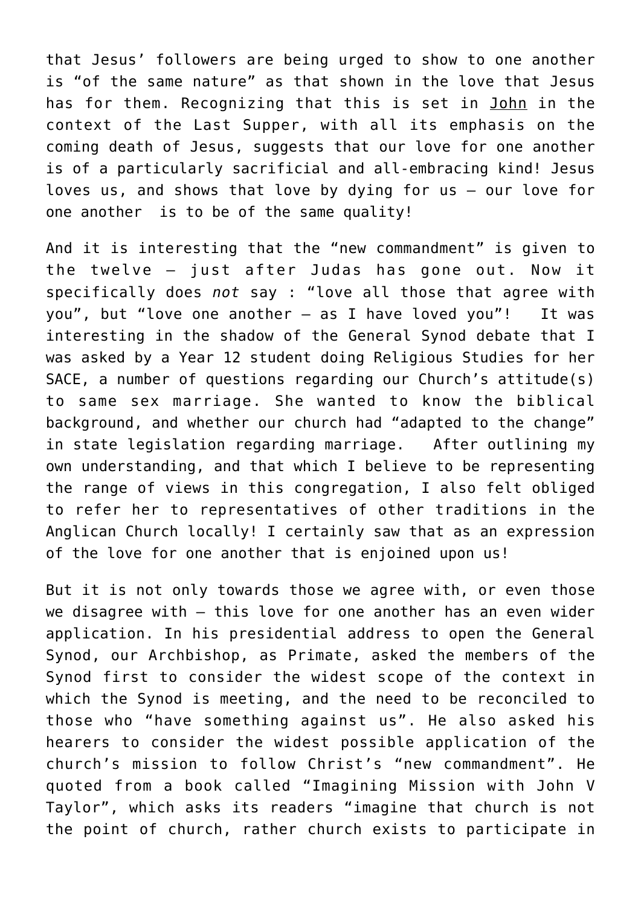that Jesus' followers are being urged to show to one another is "of the same nature" as that shown in the love that Jesus has for them. Recognizing that this is set in John in the context of the Last Supper, with all its emphasis on the coming death of Jesus, suggests that our love for one another is of a particularly sacrificial and all-embracing kind! Jesus loves us, and shows that love by dying for us – our love for one another is to be of the same quality!

And it is interesting that the "new commandment" is given to the twelve – just after Judas has gone out. Now it specifically does *not* say : "love all those that agree with you", but "love one another – as I have loved you"! It was interesting in the shadow of the General Synod debate that I was asked by a Year 12 student doing Religious Studies for her SACE, a number of questions regarding our Church's attitude(s) to same sex marriage. She wanted to know the biblical background, and whether our church had "adapted to the change" in state legislation regarding marriage. After outlining my own understanding, and that which I believe to be representing the range of views in this congregation, I also felt obliged to refer her to representatives of other traditions in the Anglican Church locally! I certainly saw that as an expression of the love for one another that is enjoined upon us!

But it is not only towards those we agree with, or even those we disagree with – this love for one another has an even wider application. In his presidential address to open the General Synod, our Archbishop, as Primate, asked the members of the Synod first to consider the widest scope of the context in which the Synod is meeting, and the need to be reconciled to those who "have something against us". He also asked his hearers to consider the widest possible application of the church's mission to follow Christ's "new commandment". He quoted from a book called "Imagining Mission with John V Taylor", which asks its readers "imagine that church is not the point of church, rather church exists to participate in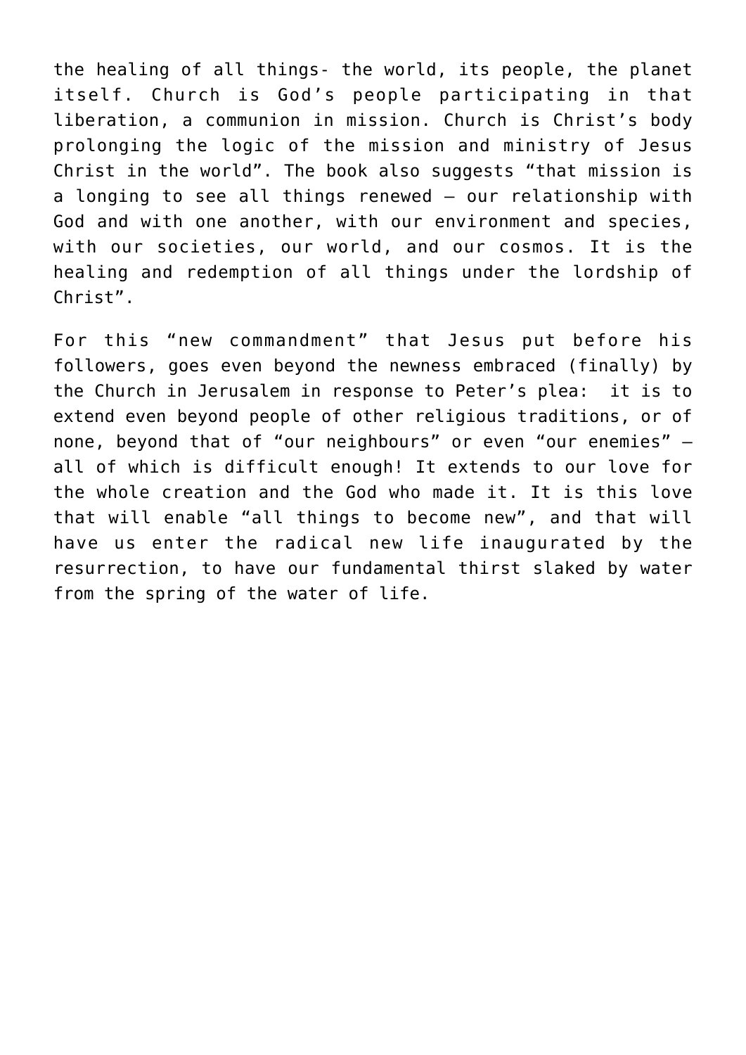the healing of all things- the world, its people, the planet itself. Church is God's people participating in that liberation, a communion in mission. Church is Christ's body prolonging the logic of the mission and ministry of Jesus Christ in the world". The book also suggests "that mission is a longing to see all things renewed – our relationship with God and with one another, with our environment and species, with our societies, our world, and our cosmos. It is the healing and redemption of all things under the lordship of Christ".

For this "new commandment" that Jesus put before his followers, goes even beyond the newness embraced (finally) by the Church in Jerusalem in response to Peter's plea: it is to extend even beyond people of other religious traditions, or of none, beyond that of "our neighbours" or even "our enemies" – all of which is difficult enough! It extends to our love for the whole creation and the God who made it. It is this love that will enable "all things to become new", and that will have us enter the radical new life inaugurated by the resurrection, to have our fundamental thirst slaked by water from the spring of the water of life.